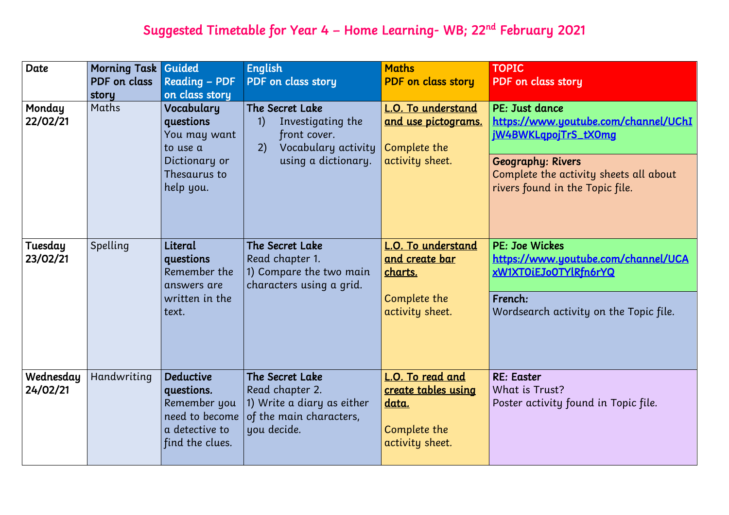# Suggested Timetable for Year 4 – Home Learning- WB; 22nd February 2021

| Date | Morning Task PDF on class story | Guided Reading – PDF on class story | English PDF on class story | Maths PDF on class story | TOPIC PDF on class story |
|---|---|---|---|---|---|
| **Monday 22/02/21** | Maths | **Vocabulary questions** You may want to use a Dictionary or Thesaurus to help you. | **The Secret Lake** 1) Investigating the front cover. 2) Vocabulary activity using a dictionary. | **L.O. To understand and use pictograms.** Complete the activity sheet. | **PE: Just dance** https://www.youtube.com/channel/UChIjW4BWKLqpojTrS_tX0mg **Geography: Rivers** Complete the activity sheets all about rivers found in the Topic file. |
| **Tuesday 23/02/21** | Spelling | **Literal questions** Remember the answers are written in the text. | **The Secret Lake** Read chapter 1. 1) Compare the two main characters using a grid. | **L.O. To understand and create bar charts.** Complete the activity sheet. | **PE: Joe Wickes** https://www.youtube.com/channel/UCAxW1XT0iEJo0TYlRfn6rYQ **French:** Wordsearch activity on the Topic file. |
| **Wednesday 24/02/21** | Handwriting | **Deductive questions.** Remember you need to become a detective to find the clues. | **The Secret Lake** Read chapter 2. 1) Write a diary as either of the main characters, you decide. | **L.O. To read and create tables using data.** Complete the activity sheet. | **RE: Easter** What is Trust? Poster activity found in Topic file. |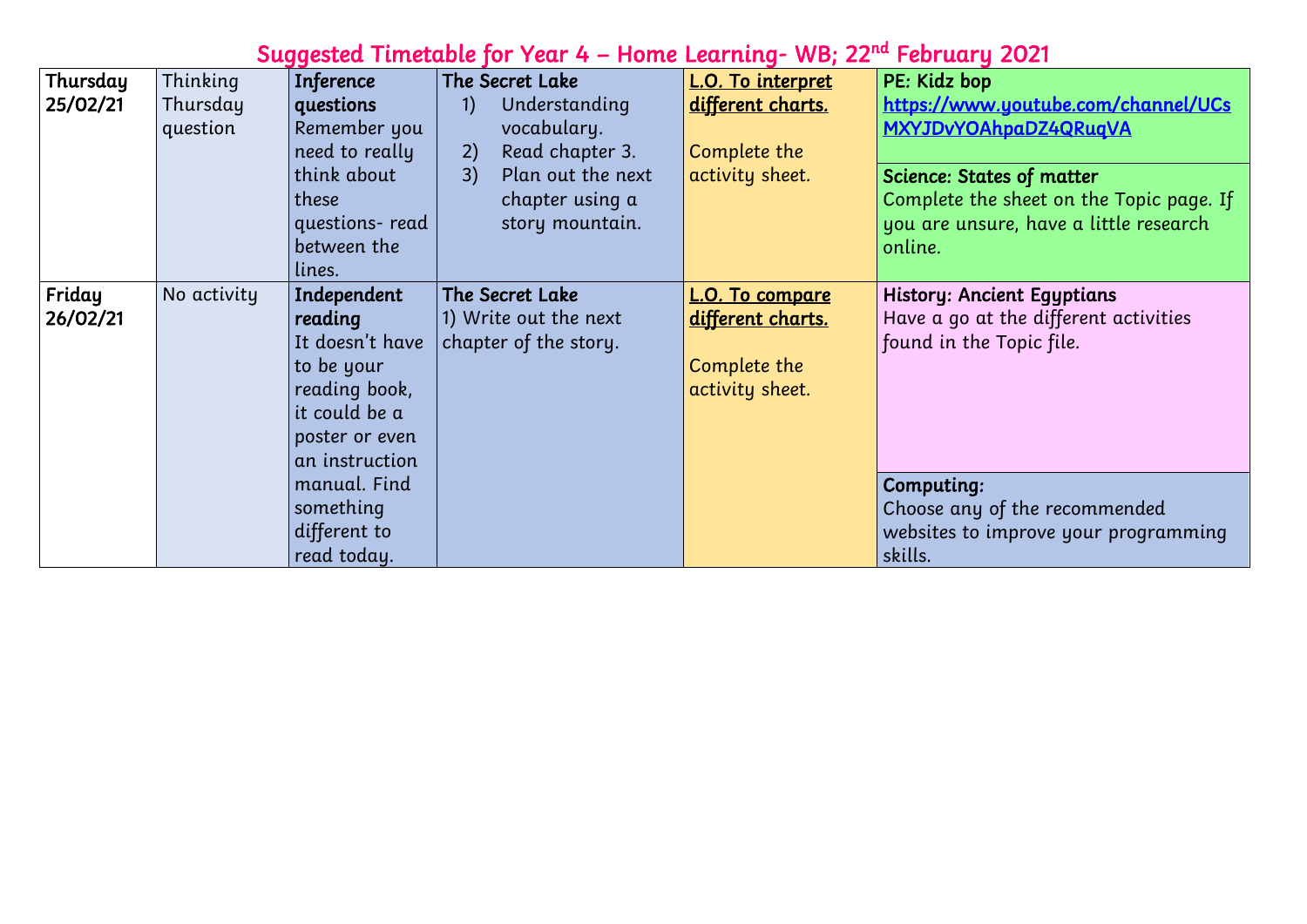# Suggested Timetable for Year 4 – Home Learning- WB; 22nd February 2021

| | | | | | |
|---|---|---|---|---|---|
| **Thursday 25/02/21** | Thinking Thursday question | **Inference questions** Remember you need to really think about these questions- read between the lines. | **The Secret Lake** 1) Understanding vocabulary. 2) Read chapter 3. 3) Plan out the next chapter using a story mountain. | **L.O. To interpret different charts.** Complete the activity sheet. | **PE: Kidz bop** https://www.youtube.com/channel/UCsMXYJDvYOAhpaDZ4QRuqVA<br>**Science: States of matter** Complete the sheet on the Topic page. If you are unsure, have a little research online. |
| **Friday 26/02/21** | No activity | **Independent reading** It doesn't have to be your reading book, it could be a poster or even an instruction manual. Find something different to read today. | **The Secret Lake** 1) Write out the next chapter of the story. | **L.O. To compare different charts.** Complete the activity sheet. | **History: Ancient Egyptians** Have a go at the different activities found in the Topic file.<br>**Computing:** Choose any of the recommended websites to improve your programming skills. |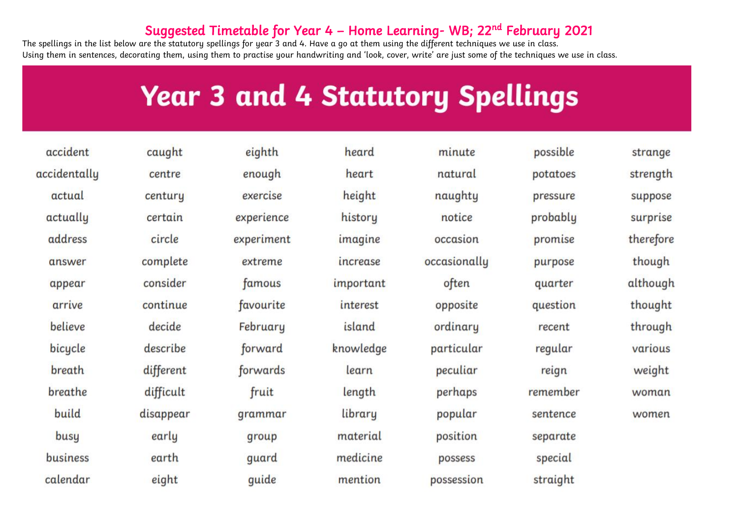# Suggested Timetable for Year 4 – Home Learning- WB; 22nd February 2021

The spellings in the list below are the statutory spellings for year 3 and 4. Have a go at them using the different techniques we use in class.
Using them in sentences, decorating them, using them to practise your handwriting and 'look, cover, write' are just some of the techniques we use in class.

## Year 3 and 4 Statutory Spellings

| | | | | | | |
|---|---|---|---|---|---|---|
| accident | caught | eighth | heard | minute | possible | strange |
| accidentally | centre | enough | heart | natural | potatoes | strength |
| actual | century | exercise | height | naughty | pressure | suppose |
| actually | certain | experience | history | notice | probably | surprise |
| address | circle | experiment | imagine | occasion | promise | therefore |
| answer | complete | extreme | increase | occasionally | purpose | though |
| appear | consider | famous | important | often | quarter | although |
| arrive | continue | favourite | interest | opposite | question | thought |
| believe | decide | February | island | ordinary | recent | through |
| bicycle | describe | forward | knowledge | particular | regular | various |
| breath | different | forwards | learn | peculiar | reign | weight |
| breathe | difficult | fruit | length | perhaps | remember | woman |
| build | disappear | grammar | library | popular | sentence | women |
| busy | early | group | material | position | separate | |
| business | earth | guard | medicine | possess | special | |
| calendar | eight | guide | mention | possession | straight | |